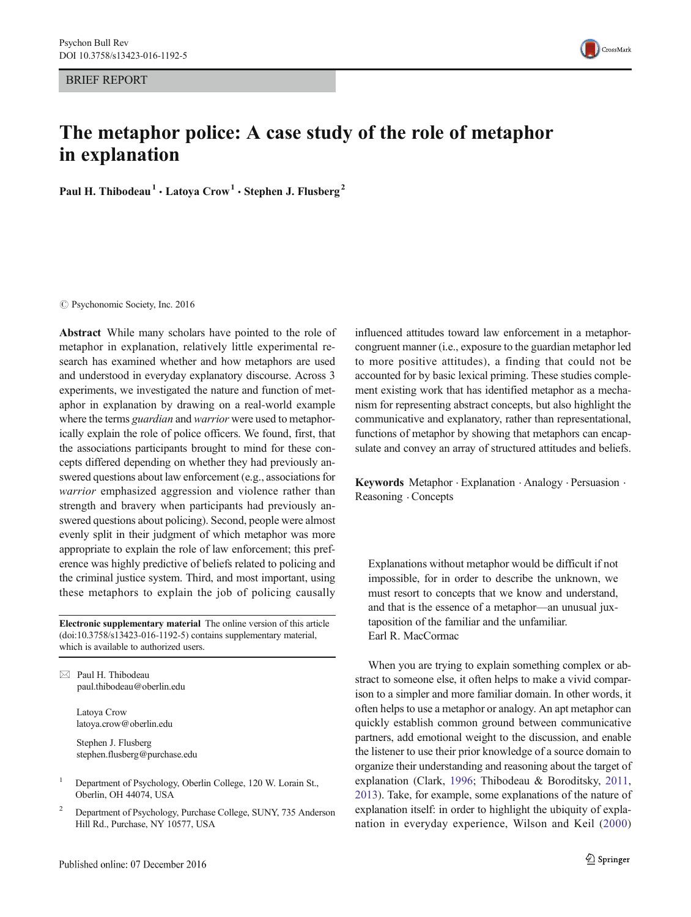BRIEF REPORT

# The metaphor police: A case study of the role of metaphor in explanation

**Paul H. Thibodeau[1] · Latoya Crow[1] · Stephen J. Flusberg[2]**

© Psychonomic Society, Inc. 2016

**Abstract** While many scholars have pointed to the role of metaphor in explanation, relatively little experimental research has examined whether and how metaphors are used and understood in everyday explanatory discourse. Across 3 experiments, we investigated the nature and function of metaphor in explanation by drawing on a real-world example where the terms *guardian* and *warrior* were used to metaphorically explain the role of police officers. We found, first, that the associations participants brought to mind for these concepts differed depending on whether they had previously answered questions about law enforcement (e.g., associations for *warrior* emphasized aggression and violence rather than strength and bravery when participants had previously answered questions about policing). Second, people were almost evenly split in their judgment of which metaphor was more appropriate to explain the role of law enforcement; this preference was highly predictive of beliefs related to policing and the criminal justice system. Third, and most important, using these metaphors to explain the job of policing causally influenced attitudes toward law enforcement in a metaphor-congruent manner (i.e., exposure to the guardian metaphor led to more positive attitudes), a finding that could not be accounted for by basic lexical priming. These studies complement existing work that has identified metaphor as a mechanism for representing abstract concepts, but also highlight the communicative and explanatory, rather than representational, functions of metaphor by showing that metaphors can encapsulate and convey an array of structured attitudes and beliefs.

**Keywords** Metaphor · Explanation · Analogy · Persuasion · Reasoning · Concepts

**Electronic supplementary material** The online version of this article (doi:10.3758/s13423-016-1192-5) contains supplementary material, which is available to authorized users.

✉ Paul H. Thibodeau
paul.thibodeau@oberlin.edu

Latoya Crow
latoya.crow@oberlin.edu

Stephen J. Flusberg
stephen.flusberg@purchase.edu

[1] Department of Psychology, Oberlin College, 120 W. Lorain St., Oberlin, OH 44074, USA

[2] Department of Psychology, Purchase College, SUNY, 735 Anderson Hill Rd., Purchase, NY 10577, USA

Published online: 07 December 2016

> Explanations without metaphor would be difficult if not impossible, for in order to describe the unknown, we must resort to concepts that we know and understand, and that is the essence of a metaphor—an unusual juxtaposition of the familiar and the unfamiliar.
> Earl R. MacCormac

When you are trying to explain something complex or abstract to someone else, it often helps to make a vivid comparison to a simpler and more familiar domain. In other words, it often helps to use a metaphor or analogy. An apt metaphor can quickly establish common ground between communicative partners, add emotional weight to the discussion, and enable the listener to use their prior knowledge of a source domain to organize their understanding and reasoning about the target of explanation (Clark, 1996; Thibodeau & Boroditsky, 2011, 2013). Take, for example, some explanations of the nature of explanation itself: in order to highlight the ubiquity of explanation in everyday experience, Wilson and Keil (2000)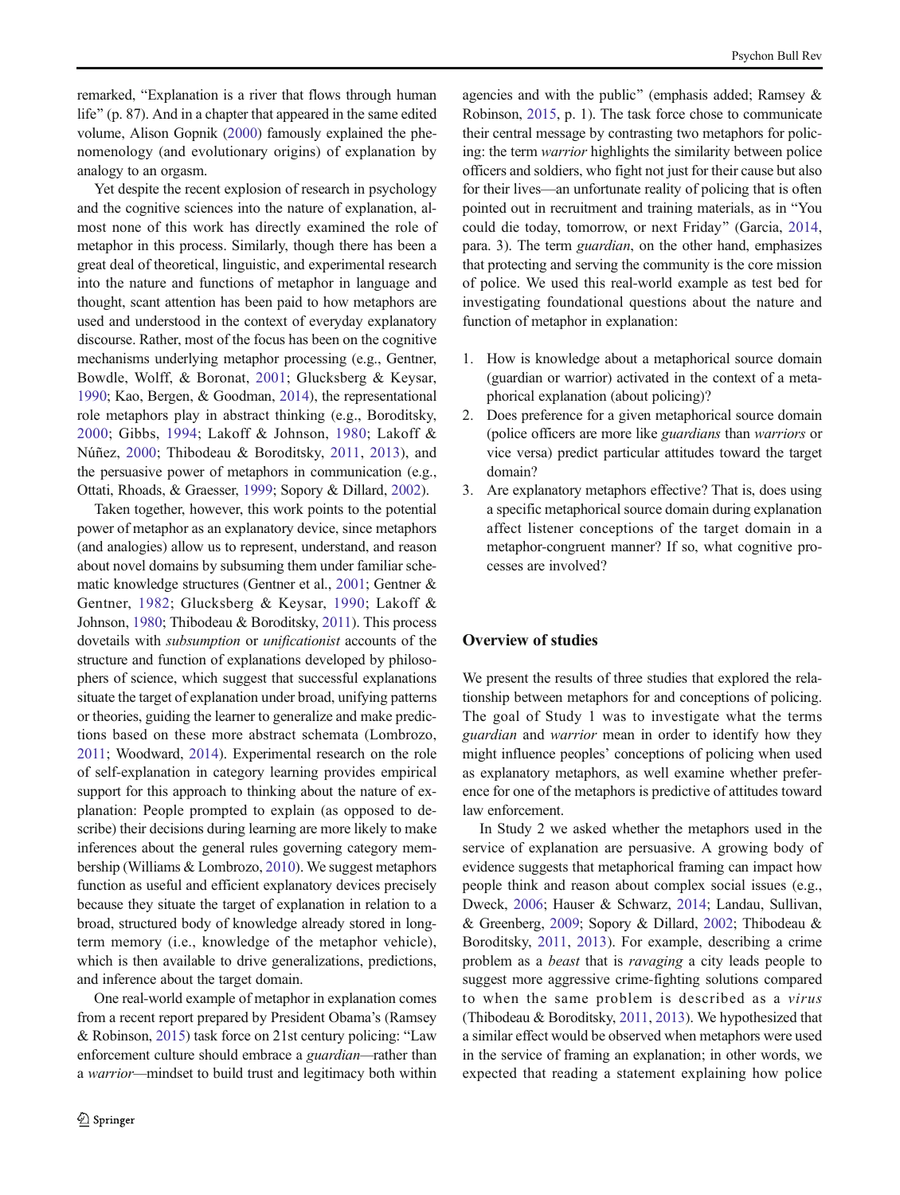remarked, "Explanation is a river that flows through human life" (p. 87). And in a chapter that appeared in the same edited volume, Alison Gopnik (2000) famously explained the phenomenology (and evolutionary origins) of explanation by analogy to an orgasm.

Yet despite the recent explosion of research in psychology and the cognitive sciences into the nature of explanation, almost none of this work has directly examined the role of metaphor in this process. Similarly, though there has been a great deal of theoretical, linguistic, and experimental research into the nature and functions of metaphor in language and thought, scant attention has been paid to how metaphors are used and understood in the context of everyday explanatory discourse. Rather, most of the focus has been on the cognitive mechanisms underlying metaphor processing (e.g., Gentner, Bowdle, Wolff, & Boronat, 2001; Glucksberg & Keysar, 1990; Kao, Bergen, & Goodman, 2014), the representational role metaphors play in abstract thinking (e.g., Boroditsky, 2000; Gibbs, 1994; Lakoff & Johnson, 1980; Lakoff & Núñez, 2000; Thibodeau & Boroditsky, 2011, 2013), and the persuasive power of metaphors in communication (e.g., Ottati, Rhoads, & Graesser, 1999; Sopory & Dillard, 2002).

Taken together, however, this work points to the potential power of metaphor as an explanatory device, since metaphors (and analogies) allow us to represent, understand, and reason about novel domains by subsuming them under familiar schematic knowledge structures (Gentner et al., 2001; Gentner & Gentner, 1982; Glucksberg & Keysar, 1990; Lakoff & Johnson, 1980; Thibodeau & Boroditsky, 2011). This process dovetails with *subsumption* or *unificationist* accounts of the structure and function of explanations developed by philosophers of science, which suggest that successful explanations situate the target of explanation under broad, unifying patterns or theories, guiding the learner to generalize and make predictions based on these more abstract schemata (Lombrozo, 2011; Woodward, 2014). Experimental research on the role of self-explanation in category learning provides empirical support for this approach to thinking about the nature of explanation: People prompted to explain (as opposed to describe) their decisions during learning are more likely to make inferences about the general rules governing category membership (Williams & Lombrozo, 2010). We suggest metaphors function as useful and efficient explanatory devices precisely because they situate the target of explanation in relation to a broad, structured body of knowledge already stored in long-term memory (i.e., knowledge of the metaphor vehicle), which is then available to drive generalizations, predictions, and inference about the target domain.

One real-world example of metaphor in explanation comes from a recent report prepared by President Obama's (Ramsey & Robinson, 2015) task force on 21st century policing: "Law enforcement culture should embrace a *guardian*—rather than a *warrior*—mindset to build trust and legitimacy both within agencies and with the public" (emphasis added; Ramsey & Robinson, 2015, p. 1). The task force chose to communicate their central message by contrasting two metaphors for policing: the term *warrior* highlights the similarity between police officers and soldiers, who fight not just for their cause but also for their lives—an unfortunate reality of policing that is often pointed out in recruitment and training materials, as in "You could die today, tomorrow, or next Friday" (Garcia, 2014, para. 3). The term *guardian*, on the other hand, emphasizes that protecting and serving the community is the core mission of police. We used this real-world example as test bed for investigating foundational questions about the nature and function of metaphor in explanation:

1. How is knowledge about a metaphorical source domain (guardian or warrior) activated in the context of a metaphorical explanation (about policing)?
2. Does preference for a given metaphorical source domain (police officers are more like *guardians* than *warriors* or vice versa) predict particular attitudes toward the target domain?
3. Are explanatory metaphors effective? That is, does using a specific metaphorical source domain during explanation affect listener conceptions of the target domain in a metaphor-congruent manner? If so, what cognitive processes are involved?

## Overview of studies

We present the results of three studies that explored the relationship between metaphors for and conceptions of policing. The goal of Study 1 was to investigate what the terms *guardian* and *warrior* mean in order to identify how they might influence peoples' conceptions of policing when used as explanatory metaphors, as well examine whether preference for one of the metaphors is predictive of attitudes toward law enforcement.

In Study 2 we asked whether the metaphors used in the service of explanation are persuasive. A growing body of evidence suggests that metaphorical framing can impact how people think and reason about complex social issues (e.g., Dweck, 2006; Hauser & Schwarz, 2014; Landau, Sullivan, & Greenberg, 2009; Sopory & Dillard, 2002; Thibodeau & Boroditsky, 2011, 2013). For example, describing a crime problem as a *beast* that is *ravaging* a city leads people to suggest more aggressive crime-fighting solutions compared to when the same problem is described as a *virus* (Thibodeau & Boroditsky, 2011, 2013). We hypothesized that a similar effect would be observed when metaphors were used in the service of framing an explanation; in other words, we expected that reading a statement explaining how police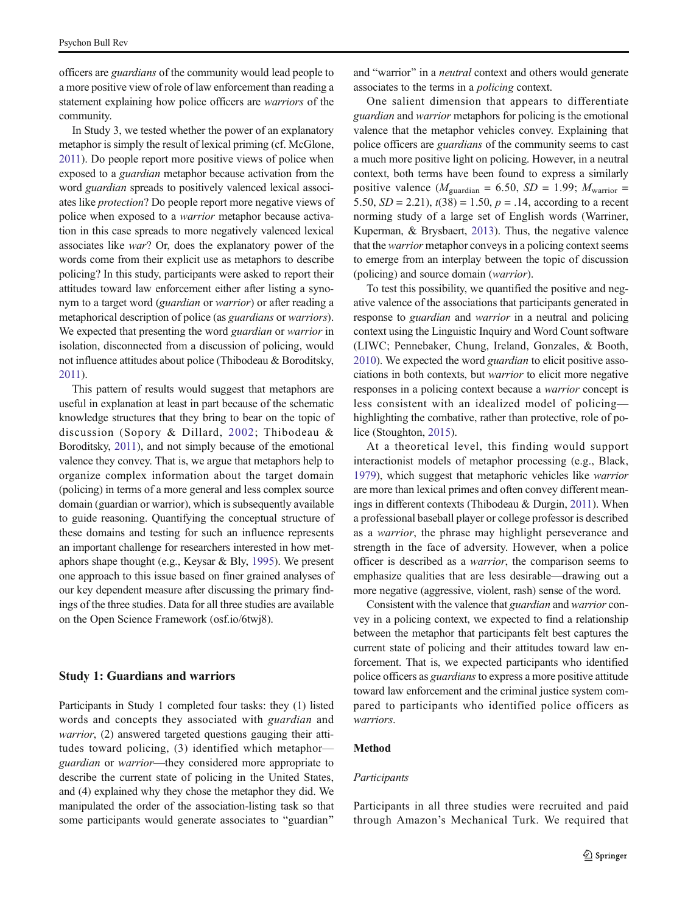officers are *guardians* of the community would lead people to a more positive view of role of law enforcement than reading a statement explaining how police officers are *warriors* of the community.

In Study 3, we tested whether the power of an explanatory metaphor is simply the result of lexical priming (cf. McGlone, 2011). Do people report more positive views of police when exposed to a *guardian* metaphor because activation from the word *guardian* spreads to positively valenced lexical associates like *protection*? Do people report more negative views of police when exposed to a *warrior* metaphor because activation in this case spreads to more negatively valenced lexical associates like *war*? Or, does the explanatory power of the words come from their explicit use as metaphors to describe policing? In this study, participants were asked to report their attitudes toward law enforcement either after listing a synonym to a target word (*guardian* or *warrior*) or after reading a metaphorical description of police (as *guardians* or *warriors*). We expected that presenting the word *guardian* or *warrior* in isolation, disconnected from a discussion of policing, would not influence attitudes about police (Thibodeau & Boroditsky, 2011).

This pattern of results would suggest that metaphors are useful in explanation at least in part because of the schematic knowledge structures that they bring to bear on the topic of discussion (Sopory & Dillard, 2002; Thibodeau & Boroditsky, 2011), and not simply because of the emotional valence they convey. That is, we argue that metaphors help to organize complex information about the target domain (policing) in terms of a more general and less complex source domain (guardian or warrior), which is subsequently available to guide reasoning. Quantifying the conceptual structure of these domains and testing for such an influence represents an important challenge for researchers interested in how metaphors shape thought (e.g., Keysar & Bly, 1995). We present one approach to this issue based on finer grained analyses of our key dependent measure after discussing the primary findings of the three studies. Data for all three studies are available on the Open Science Framework (osf.io/6twj8).

## Study 1: Guardians and warriors

Participants in Study 1 completed four tasks: they (1) listed words and concepts they associated with *guardian* and *warrior*, (2) answered targeted questions gauging their attitudes toward policing, (3) identified which metaphor—*guardian* or *warrior*—they considered more appropriate to describe the current state of policing in the United States, and (4) explained why they chose the metaphor they did. We manipulated the order of the association-listing task so that some participants would generate associates to "guardian" and "warrior" in a *neutral* context and others would generate associates to the terms in a *policing* context.

One salient dimension that appears to differentiate *guardian* and *warrior* metaphors for policing is the emotional valence that the metaphor vehicles convey. Explaining that police officers are *guardians* of the community seems to cast a much more positive light on policing. However, in a neutral context, both terms have been found to express a similarly positive valence ($M_{\text{guardian}}$ = 6.50, $SD$ = 1.99; $M_{\text{warrior}}$ = 5.50, $SD$ = 2.21), $t(38)$ = 1.50, $p$ = .14, according to a recent norming study of a large set of English words (Warriner, Kuperman, & Brysbaert, 2013). Thus, the negative valence that the *warrior* metaphor conveys in a policing context seems to emerge from an interplay between the topic of discussion (policing) and source domain (*warrior*).

To test this possibility, we quantified the positive and negative valence of the associations that participants generated in response to *guardian* and *warrior* in a neutral and policing context using the Linguistic Inquiry and Word Count software (LIWC; Pennebaker, Chung, Ireland, Gonzales, & Booth, 2010). We expected the word *guardian* to elicit positive associations in both contexts, but *warrior* to elicit more negative responses in a policing context because a *warrior* concept is less consistent with an idealized model of policing—highlighting the combative, rather than protective, role of police (Stoughton, 2015).

At a theoretical level, this finding would support interactionist models of metaphor processing (e.g., Black, 1979), which suggest that metaphoric vehicles like *warrior* are more than lexical primes and often convey different meanings in different contexts (Thibodeau & Durgin, 2011). When a professional baseball player or college professor is described as a *warrior*, the phrase may highlight perseverance and strength in the face of adversity. However, when a police officer is described as a *warrior*, the comparison seems to emphasize qualities that are less desirable—drawing out a more negative (aggressive, violent, rash) sense of the word.

Consistent with the valence that *guardian* and *warrior* convey in a policing context, we expected to find a relationship between the metaphor that participants felt best captures the current state of policing and their attitudes toward law enforcement. That is, we expected participants who identified police officers as *guardians* to express a more positive attitude toward law enforcement and the criminal justice system compared to participants who identified police officers as *warriors*.

### Method

#### *Participants*

Participants in all three studies were recruited and paid through Amazon's Mechanical Turk. We required that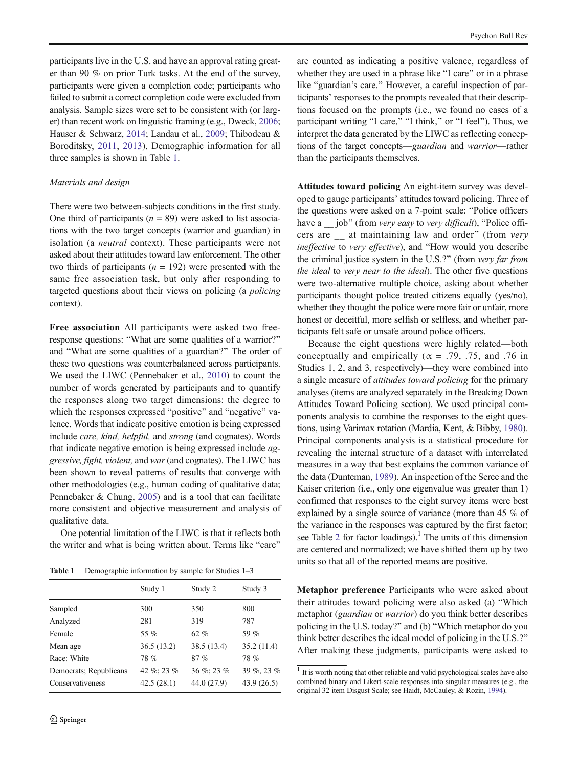participants live in the U.S. and have an approval rating greater than 90 % on prior Turk tasks. At the end of the survey, participants were given a completion code; participants who failed to submit a correct completion code were excluded from analysis. Sample sizes were set to be consistent with (or larger) than recent work on linguistic framing (e.g., Dweck, 2006; Hauser & Schwarz, 2014; Landau et al., 2009; Thibodeau & Boroditsky, 2011, 2013). Demographic information for all three samples is shown in Table 1.

*Materials and design*

There were two between-subjects conditions in the first study. One third of participants ($n$ = 89) were asked to list associations with the two target concepts (warrior and guardian) in isolation (a *neutral* context). These participants were not asked about their attitudes toward law enforcement. The other two thirds of participants ($n$ = 192) were presented with the same free association task, but only after responding to targeted questions about their views on policing (a *policing* context).

**Free association** All participants were asked two free-response questions: "What are some qualities of a warrior?" and "What are some qualities of a guardian?" The order of these two questions was counterbalanced across participants. We used the LIWC (Pennebaker et al., 2010) to count the number of words generated by participants and to quantify the responses along two target dimensions: the degree to which the responses expressed "positive" and "negative" valence. Words that indicate positive emotion is being expressed include *care, kind, helpful,* and *strong* (and cognates). Words that indicate negative emotion is being expressed include *aggressive, fight, violent,* and *war* (and cognates). The LIWC has been shown to reveal patterns of results that converge with other methodologies (e.g., human coding of qualitative data; Pennebaker & Chung, 2005) and is a tool that can facilitate more consistent and objective measurement and analysis of qualitative data.

One potential limitation of the LIWC is that it reflects both the writer and what is being written about. Terms like "care" are counted as indicating a positive valence, regardless of whether they are used in a phrase like "I care" or in a phrase like "guardian's care." However, a careful inspection of participants' responses to the prompts revealed that their descriptions focused on the prompts (i.e., we found no cases of a participant writing "I care," "I think," or "I feel"). Thus, we interpret the data generated by the LIWC as reflecting conceptions of the target concepts—*guardian* and *warrior*—rather than the participants themselves.

**Table 1** Demographic information by sample for Studies 1–3

| | Study 1 | Study 2 | Study 3 |
|---|---|---|---|
| Sampled | 300 | 350 | 800 |
| Analyzed | 281 | 319 | 787 |
| Female | 55 % | 62 % | 59 % |
| Mean age | 36.5 (13.2) | 38.5 (13.4) | 35.2 (11.4) |
| Race: White | 78 % | 87 % | 78 % |
| Democrats; Republicans | 42 %; 23 % | 36 %; 23 % | 39 %, 23 % |
| Conservativeness | 42.5 (28.1) | 44.0 (27.9) | 43.9 (26.5) |

**Attitudes toward policing** An eight-item survey was developed to gauge participants' attitudes toward policing. Three of the questions were asked on a 7-point scale: "Police officers have a __ job" (from *very easy* to *very difficult*), "Police officers are __ at maintaining law and order" (from *very ineffective* to *very effective*), and "How would you describe the criminal justice system in the U.S.?" (from *very far from the ideal* to *very near to the ideal*). The other five questions were two-alternative multiple choice, asking about whether participants thought police treated citizens equally (yes/no), whether they thought the police were more fair or unfair, more honest or deceitful, more selfish or selfless, and whether participants felt safe or unsafe around police officers.

Because the eight questions were highly related—both conceptually and empirically ($\alpha$ = .79, .75, and .76 in Studies 1, 2, and 3, respectively)—they were combined into a single measure of *attitudes toward policing* for the primary analyses (items are analyzed separately in the Breaking Down Attitudes Toward Policing section). We used principal components analysis to combine the responses to the eight questions, using Varimax rotation (Mardia, Kent, & Bibby, 1980). Principal components analysis is a statistical procedure for revealing the internal structure of a dataset with interrelated measures in a way that best explains the common variance of the data (Dunteman, 1989). An inspection of the Scree and the Kaiser criterion (i.e., only one eigenvalue was greater than 1) confirmed that responses to the eight survey items were best explained by a single source of variance (more than 45 % of the variance in the responses was captured by the first factor; see Table 2 for factor loadings).[1] The units of this dimension are centered and normalized; we have shifted them up by two units so that all of the reported means are positive.

**Metaphor preference** Participants who were asked about their attitudes toward policing were also asked (a) "Which metaphor (*guardian* or *warrior*) do you think better describes policing in the U.S. today?" and (b) "Which metaphor do you think better describes the ideal model of policing in the U.S.?" After making these judgments, participants were asked to

[1] It is worth noting that other reliable and valid psychological scales have also combined binary and Likert-scale responses into singular measures (e.g., the original 32 item Disgust Scale; see Haidt, McCauley, & Rozin, 1994).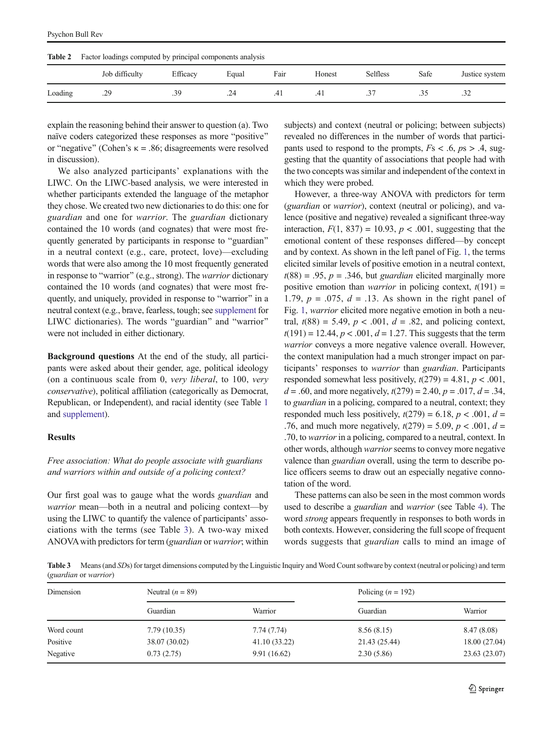Table 2 Factor loadings computed by principal components analysis

|  | Job difficulty | Efficacy | Equal | Fair | Honest | Selfless | Safe | Justice system |
|---|---|---|---|---|---|---|---|---|
| Loading | .29 | .39 | .24 | .41 | .41 | .37 | .35 | .32 |

explain the reasoning behind their answer to question (a). Two naïve coders categorized these responses as more "positive" or "negative" (Cohen's κ = .86; disagreements were resolved in discussion).

We also analyzed participants' explanations with the LIWC. On the LIWC-based analysis, we were interested in whether participants extended the language of the metaphor they chose. We created two new dictionaries to do this: one for *guardian* and one for *warrior*. The *guardian* dictionary contained the 10 words (and cognates) that were most frequently generated by participants in response to "guardian" in a neutral context (e.g., care, protect, love)—excluding words that were also among the 10 most frequently generated in response to "warrior" (e.g., strong). The *warrior* dictionary contained the 10 words (and cognates) that were most frequently, and uniquely, provided in response to "warrior" in a neutral context (e.g., brave, fearless, tough; see supplement for LIWC dictionaries). The words "guardian" and "warrior" were not included in either dictionary.

**Background questions** At the end of the study, all participants were asked about their gender, age, political ideology (on a continuous scale from 0, *very liberal*, to 100, *very conservative*), political affiliation (categorically as Democrat, Republican, or Independent), and racial identity (see Table 1 and supplement).

## Results

### *Free association: What do people associate with guardians and warriors within and outside of a policing context?*

Our first goal was to gauge what the words *guardian* and *warrior* mean—both in a neutral and policing context—by using the LIWC to quantify the valence of participants' associations with the terms (see Table 3). A two-way mixed ANOVA with predictors for term (*guardian* or *warrior*; within subjects) and context (neutral or policing; between subjects) revealed no differences in the number of words that participants used to respond to the prompts, $F$s < .6, $p$s > .4, suggesting that the quantity of associations that people had with the two concepts was similar and independent of the context in which they were probed.

However, a three-way ANOVA with predictors for term (*guardian* or *warrior*), context (neutral or policing), and valence (positive and negative) revealed a significant three-way interaction, $F(1, 837) = 10.93$, $p < .001$, suggesting that the emotional content of these responses differed—by concept and by context. As shown in the left panel of Fig. 1, the terms elicited similar levels of positive emotion in a neutral context, $t(88) = .95$, $p = .346$, but *guardian* elicited marginally more positive emotion than *warrior* in policing context, $t(191) = 1.79$, $p = .075$, $d = .13$. As shown in the right panel of Fig. 1, *warrior* elicited more negative emotion in both a neutral, $t(88) = 5.49$, $p < .001$, $d = .82$, and policing context, $t(191) = 12.44$, $p < .001$, $d = 1.27$. This suggests that the term *warrior* conveys a more negative valence overall. However, the context manipulation had a much stronger impact on participants' responses to *warrior* than *guardian*. Participants responded somewhat less positively, $t(279) = 4.81$, $p < .001$, $d = .60$, and more negatively, $t(279) = 2.40$, $p = .017$, $d = .34$, to *guardian* in a policing, compared to a neutral, context; they responded much less positively, $t(279) = 6.18$, $p < .001$, $d = .76$, and much more negatively, $t(279) = 5.09$, $p < .001$, $d = .70$, to *warrior* in a policing, compared to a neutral, context. In other words, although *warrior* seems to convey more negative valence than *guardian* overall, using the term to describe police officers seems to draw out an especially negative connotation of the word.

These patterns can also be seen in the most common words used to describe a *guardian* and *warrior* (see Table 4). The word *strong* appears frequently in responses to both words in both contexts. However, considering the full scope of frequent words suggests that *guardian* calls to mind an image of

Table 3 Means (and *SD*s) for target dimensions computed by the Linguistic Inquiry and Word Count software by context (neutral or policing) and term (*guardian* or *warrior*)

| Dimension | Neutral ($n$ = 89) | | Policing ($n$ = 192) | |
|---|---|---|---|---|
| | Guardian | Warrior | Guardian | Warrior |
| Word count | 7.79 (10.35) | 7.74 (7.74) | 8.56 (8.15) | 8.47 (8.08) |
| Positive | 38.07 (30.02) | 41.10 (33.22) | 21.43 (25.44) | 18.00 (27.04) |
| Negative | 0.73 (2.75) | 9.91 (16.62) | 2.30 (5.86) | 23.63 (23.07) |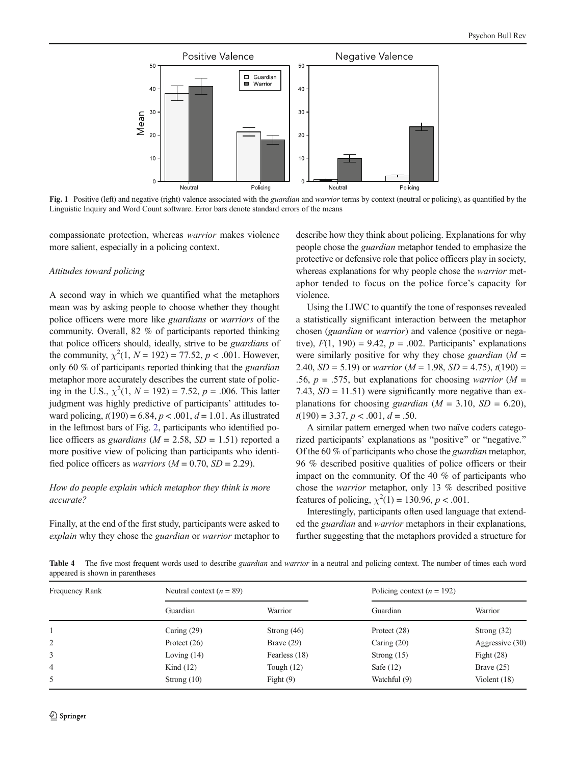Positive Valence

Negative Valence

Mean

50
40
30
20
10
0

Guardian
Warrior

Neutral
Policing

Neutral
Policing

**Fig. 1** Positive (left) and negative (right) valence associated with the *guardian* and *warrior* terms by context (neutral or policing), as quantified by the Linguistic Inquiry and Word Count software. Error bars denote standard errors of the means

compassionate protection, whereas *warrior* makes violence more salient, especially in a policing context.

### *Attitudes toward policing*

A second way in which we quantified what the metaphors mean was by asking people to choose whether they thought police officers were more like *guardians* or *warriors* of the community. Overall, 82 % of participants reported thinking that police officers should, ideally, strive to be *guardians* of the community, $\chi^2(1, N = 192) = 77.52$, $p < .001$. However, only 60 % of participants reported thinking that the *guardian* metaphor more accurately describes the current state of policing in the U.S., $\chi^2(1, N = 192) = 7.52$, $p = .006$. This latter judgment was highly predictive of participants' attitudes toward policing, $t(190) = 6.84$, $p < .001$, $d = 1.01$. As illustrated in the leftmost bars of Fig. 2, participants who identified police officers as *guardians* ($M = 2.58$, $SD = 1.51$) reported a more positive view of policing than participants who identified police officers as *warriors* ($M = 0.70$, $SD = 2.29$).

### *How do people explain which metaphor they think is more accurate?*

Finally, at the end of the first study, participants were asked to *explain* why they chose the *guardian* or *warrior* metaphor to describe how they think about policing. Explanations for why people chose the *guardian* metaphor tended to emphasize the protective or defensive role that police officers play in society, whereas explanations for why people chose the *warrior* metaphor tended to focus on the police force's capacity for violence.

Using the LIWC to quantify the tone of responses revealed a statistically significant interaction between the metaphor chosen (*guardian* or *warrior*) and valence (positive or negative), $F(1, 190) = 9.42$, $p = .002$. Participants' explanations were similarly positive for why they chose *guardian* ($M = 2.40$, $SD = 5.19$) or *warrior* ($M = 1.98$, $SD = 4.75$), $t(190) = .56$, $p = .575$, but explanations for choosing *warrior* ($M = 7.43$, $SD = 11.51$) were significantly more negative than explanations for choosing *guardian* ($M = 3.10$, $SD = 6.20$), $t(190) = 3.37$, $p < .001$, $d = .50$.

A similar pattern emerged when two naïve coders categorized participants' explanations as "positive" or "negative." Of the 60 % of participants who chose the *guardian* metaphor, 96 % described positive qualities of police officers or their impact on the community. Of the 40 % of participants who chose the *warrior* metaphor, only 13 % described positive features of policing, $\chi^2(1) = 130.96$, $p < .001$.

Interestingly, participants often used language that extended the *guardian* and *warrior* metaphors in their explanations, further suggesting that the metaphors provided a structure for

**Table 4** The five most frequent words used to describe *guardian* and *warrior* in a neutral and policing context. The number of times each word appeared is shown in parentheses

| Frequency Rank | Neutral context ($n = 89$) | | Policing context ($n = 192$) | |
|---|---|---|---|---|
| | Guardian | Warrior | Guardian | Warrior |
| 1 | Caring (29) | Strong (46) | Protect (28) | Strong (32) |
| 2 | Protect (26) | Brave (29) | Caring (20) | Aggressive (30) |
| 3 | Loving (14) | Fearless (18) | Strong (15) | Fight (28) |
| 4 | Kind (12) | Tough (12) | Safe (12) | Brave (25) |
| 5 | Strong (10) | Fight (9) | Watchful (9) | Violent (18) |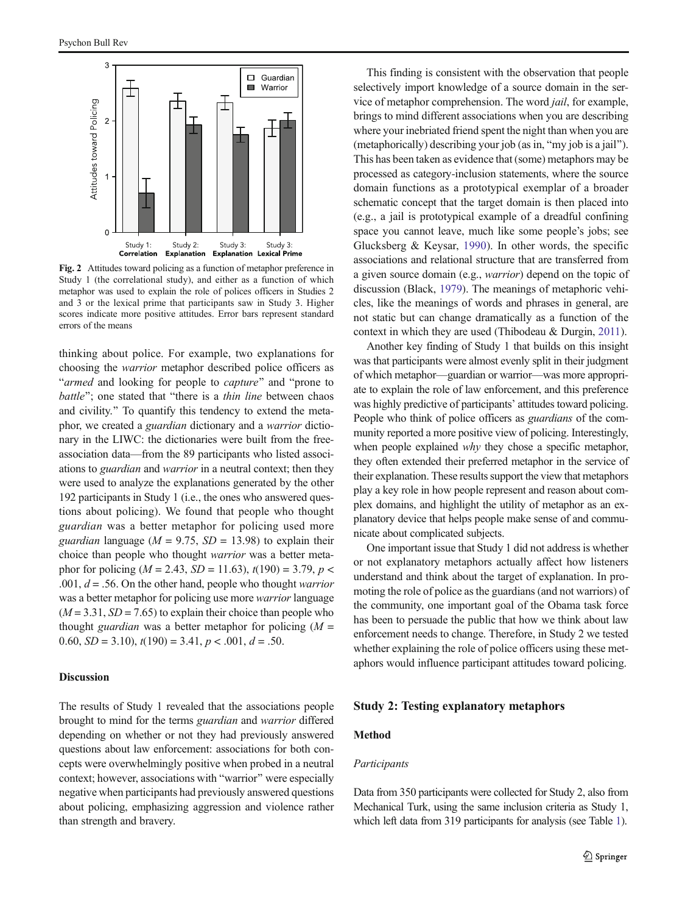3

Guardian
Warrior

Attitudes toward Policing

2

1

0

Study 1: Correlation
Study 2: Explanation
Study 3: Explanation
Study 3: Lexical Prime

**Fig. 2** Attitudes toward policing as a function of metaphor preference in Study 1 (the correlational study), and either as a function of which metaphor was used to explain the role of polices officers in Studies 2 and 3 or the lexical prime that participants saw in Study 3. Higher scores indicate more positive attitudes. Error bars represent standard errors of the means

thinking about police. For example, two explanations for choosing the *warrior* metaphor described police officers as "*armed* and looking for people to *capture*" and "prone to *battle*"; one stated that "there is a *thin line* between chaos and civility." To quantify this tendency to extend the metaphor, we created a *guardian* dictionary and a *warrior* dictionary in the LIWC: the dictionaries were built from the free-association data—from the 89 participants who listed associations to *guardian* and *warrior* in a neutral context; then they were used to analyze the explanations generated by the other 192 participants in Study 1 (i.e., the ones who answered questions about policing). We found that people who thought *guardian* was a better metaphor for policing used more *guardian* language ($M$ = 9.75, $SD$ = 13.98) to explain their choice than people who thought *warrior* was a better metaphor for policing ($M$ = 2.43, $SD$ = 11.63), $t(190) = 3.79$, $p < .001$, $d = .56$. On the other hand, people who thought *warrior* was a better metaphor for policing use more *warrior* language ($M$ = 3.31, $SD$ = 7.65) to explain their choice than people who thought *guardian* was a better metaphor for policing ($M$ = 0.60, $SD$ = 3.10), $t(190) = 3.41$, $p < .001$, $d = .50$.

### Discussion

The results of Study 1 revealed that the associations people brought to mind for the terms *guardian* and *warrior* differed depending on whether or not they had previously answered questions about law enforcement: associations for both concepts were overwhelmingly positive when probed in a neutral context; however, associations with "warrior" were especially negative when participants had previously answered questions about policing, emphasizing aggression and violence rather than strength and bravery.

This finding is consistent with the observation that people selectively import knowledge of a source domain in the service of metaphor comprehension. The word *jail*, for example, brings to mind different associations when you are describing where your inebriated friend spent the night than when you are (metaphorically) describing your job (as in, "my job is a jail"). This has been taken as evidence that (some) metaphors may be processed as category-inclusion statements, where the source domain functions as a prototypical exemplar of a broader schematic concept that the target domain is then placed into (e.g., a jail is prototypical example of a dreadful confining space you cannot leave, much like some people's jobs; see Glucksberg & Keysar, 1990). In other words, the specific associations and relational structure that are transferred from a given source domain (e.g., *warrior*) depend on the topic of discussion (Black, 1979). The meanings of metaphoric vehicles, like the meanings of words and phrases in general, are not static but can change dramatically as a function of the context in which they are used (Thibodeau & Durgin, 2011).

Another key finding of Study 1 that builds on this insight was that participants were almost evenly split in their judgment of which metaphor—guardian or warrior—was more appropriate to explain the role of law enforcement, and this preference was highly predictive of participants' attitudes toward policing. People who think of police officers as *guardians* of the community reported a more positive view of policing. Interestingly, when people explained *why* they chose a specific metaphor, they often extended their preferred metaphor in the service of their explanation. These results support the view that metaphors play a key role in how people represent and reason about complex domains, and highlight the utility of metaphor as an explanatory device that helps people make sense of and communicate about complicated subjects.

One important issue that Study 1 did not address is whether or not explanatory metaphors actually affect how listeners understand and think about the target of explanation. In promoting the role of police as the guardians (and not warriors) of the community, one important goal of the Obama task force has been to persuade the public that how we think about law enforcement needs to change. Therefore, in Study 2 we tested whether explaining the role of police officers using these metaphors would influence participant attitudes toward policing.

## Study 2: Testing explanatory metaphors

### Method

#### *Participants*

Data from 350 participants were collected for Study 2, also from Mechanical Turk, using the same inclusion criteria as Study 1, which left data from 319 participants for analysis (see Table 1).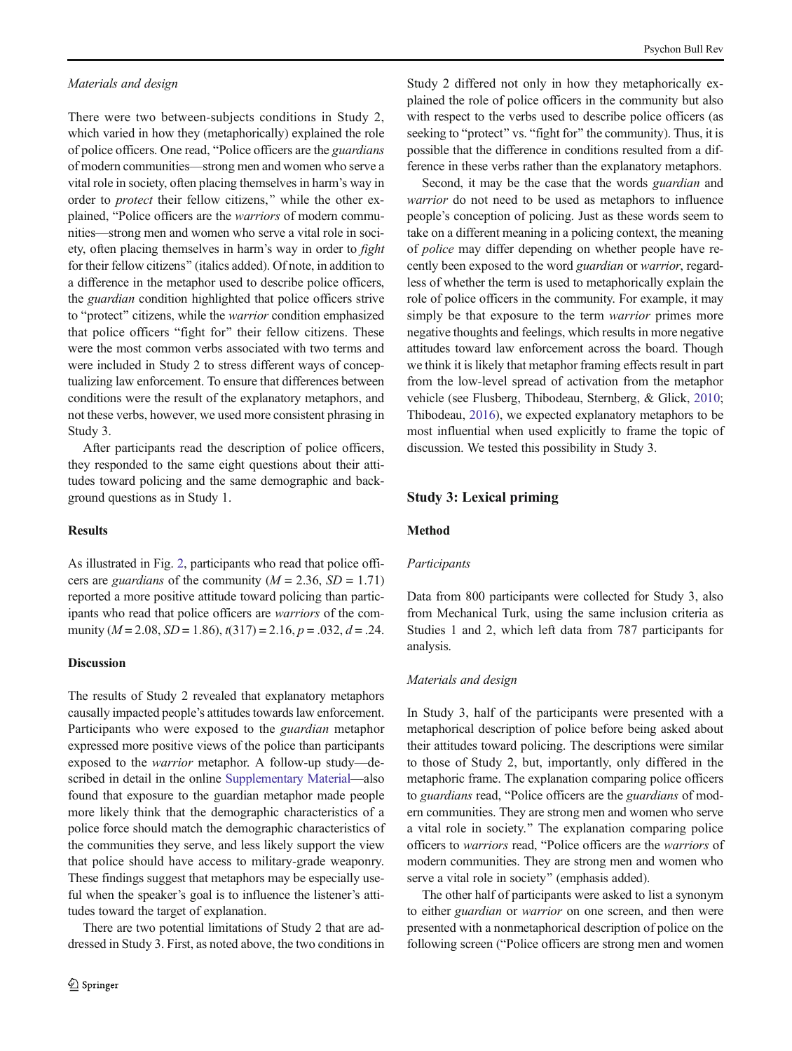*Materials and design*

There were two between-subjects conditions in Study 2, which varied in how they (metaphorically) explained the role of police officers. One read, "Police officers are the *guardians* of modern communities—strong men and women who serve a vital role in society, often placing themselves in harm's way in order to *protect* their fellow citizens," while the other explained, "Police officers are the *warriors* of modern communities—strong men and women who serve a vital role in society, often placing themselves in harm's way in order to *fight* for their fellow citizens" (italics added). Of note, in addition to a difference in the metaphor used to describe police officers, the *guardian* condition highlighted that police officers strive to "protect" citizens, while the *warrior* condition emphasized that police officers "fight for" their fellow citizens. These were the most common verbs associated with two terms and were included in Study 2 to stress different ways of conceptualizing law enforcement. To ensure that differences between conditions were the result of the explanatory metaphors, and not these verbs, however, we used more consistent phrasing in Study 3.

After participants read the description of police officers, they responded to the same eight questions about their attitudes toward policing and the same demographic and background questions as in Study 1.

**Results**

As illustrated in Fig. 2, participants who read that police officers are *guardians* of the community ($M = 2.36$, $SD = 1.71$) reported a more positive attitude toward policing than participants who read that police officers are *warriors* of the community ($M = 2.08$, $SD = 1.86$), $t(317) = 2.16$, $p = .032$, $d = .24$.

**Discussion**

The results of Study 2 revealed that explanatory metaphors causally impacted people's attitudes towards law enforcement. Participants who were exposed to the *guardian* metaphor expressed more positive views of the police than participants exposed to the *warrior* metaphor. A follow-up study—described in detail in the online Supplementary Material—also found that exposure to the guardian metaphor made people more likely think that the demographic characteristics of a police force should match the demographic characteristics of the communities they serve, and less likely support the view that police should have access to military-grade weaponry. These findings suggest that metaphors may be especially useful when the speaker's goal is to influence the listener's attitudes toward the target of explanation.

There are two potential limitations of Study 2 that are addressed in Study 3. First, as noted above, the two conditions in Study 2 differed not only in how they metaphorically explained the role of police officers in the community but also with respect to the verbs used to describe police officers (as seeking to "protect" vs. "fight for" the community). Thus, it is possible that the difference in conditions resulted from a difference in these verbs rather than the explanatory metaphors.

Second, it may be the case that the words *guardian* and *warrior* do not need to be used as metaphors to influence people's conception of policing. Just as these words seem to take on a different meaning in a policing context, the meaning of *police* may differ depending on whether people have recently been exposed to the word *guardian* or *warrior*, regardless of whether the term is used to metaphorically explain the role of police officers in the community. For example, it may simply be that exposure to the term *warrior* primes more negative thoughts and feelings, which results in more negative attitudes toward law enforcement across the board. Though we think it is likely that metaphor framing effects result in part from the low-level spread of activation from the metaphor vehicle (see Flusberg, Thibodeau, Sternberg, & Glick, 2010; Thibodeau, 2016), we expected explanatory metaphors to be most influential when used explicitly to frame the topic of discussion. We tested this possibility in Study 3.

## Study 3: Lexical priming

### Method

*Participants*

Data from 800 participants were collected for Study 3, also from Mechanical Turk, using the same inclusion criteria as Studies 1 and 2, which left data from 787 participants for analysis.

*Materials and design*

In Study 3, half of the participants were presented with a metaphorical description of police before being asked about their attitudes toward policing. The descriptions were similar to those of Study 2, but, importantly, only differed in the metaphoric frame. The explanation comparing police officers to *guardians* read, "Police officers are the *guardians* of modern communities. They are strong men and women who serve a vital role in society." The explanation comparing police officers to *warriors* read, "Police officers are the *warriors* of modern communities. They are strong men and women who serve a vital role in society" (emphasis added).

The other half of participants were asked to list a synonym to either *guardian* or *warrior* on one screen, and then were presented with a nonmetaphorical description of police on the following screen ("Police officers are strong men and women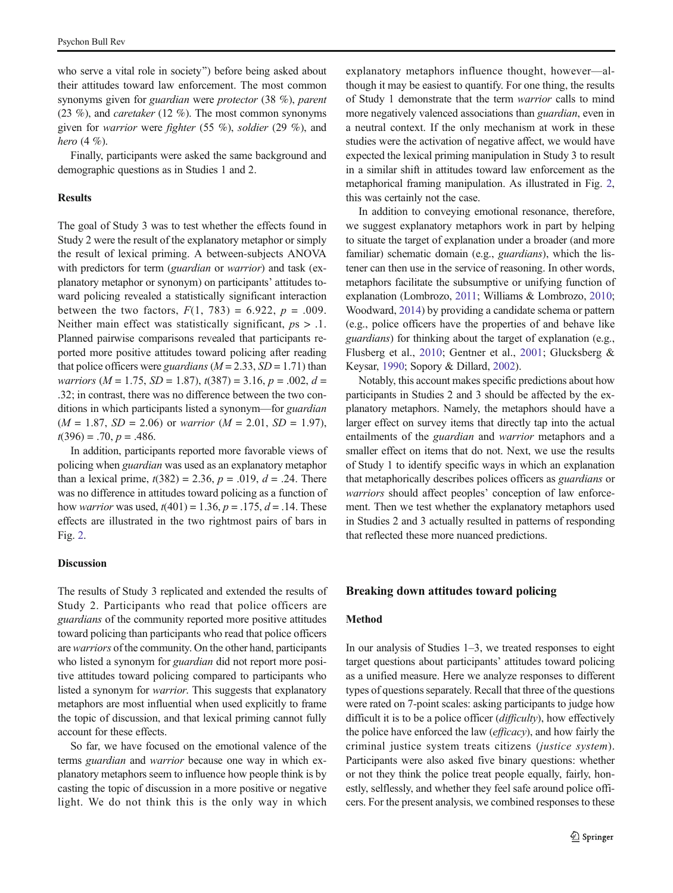who serve a vital role in society") before being asked about their attitudes toward law enforcement. The most common synonyms given for *guardian* were *protector* (38 %), *parent* (23 %), and *caretaker* (12 %). The most common synonyms given for *warrior* were *fighter* (55 %), *soldier* (29 %), and *hero* (4 %).

Finally, participants were asked the same background and demographic questions as in Studies 1 and 2.

### Results

The goal of Study 3 was to test whether the effects found in Study 2 were the result of the explanatory metaphor or simply the result of lexical priming. A between-subjects ANOVA with predictors for term (*guardian* or *warrior*) and task (explanatory metaphor or synonym) on participants' attitudes toward policing revealed a statistically significant interaction between the two factors, $F(1, 783) = 6.922$, $p = .009$. Neither main effect was statistically significant, $ps > .1$. Planned pairwise comparisons revealed that participants reported more positive attitudes toward policing after reading that police officers were *guardians* ($M = 2.33$, $SD = 1.71$) than *warriors* ($M = 1.75$, $SD = 1.87$), $t(387) = 3.16$, $p = .002$, $d = .32$; in contrast, there was no difference between the two conditions in which participants listed a synonym—for *guardian* ($M = 1.87$, $SD = 2.06$) or *warrior* ($M = 2.01$, $SD = 1.97$), $t(396) = .70$, $p = .486$.

In addition, participants reported more favorable views of policing when *guardian* was used as an explanatory metaphor than a lexical prime, $t(382) = 2.36$, $p = .019$, $d = .24$. There was no difference in attitudes toward policing as a function of how *warrior* was used, $t(401) = 1.36$, $p = .175$, $d = .14$. These effects are illustrated in the two rightmost pairs of bars in Fig. 2.

### Discussion

The results of Study 3 replicated and extended the results of Study 2. Participants who read that police officers are *guardians* of the community reported more positive attitudes toward policing than participants who read that police officers are *warriors* of the community. On the other hand, participants who listed a synonym for *guardian* did not report more positive attitudes toward policing compared to participants who listed a synonym for *warrior*. This suggests that explanatory metaphors are most influential when used explicitly to frame the topic of discussion, and that lexical priming cannot fully account for these effects.

So far, we have focused on the emotional valence of the terms *guardian* and *warrior* because one way in which explanatory metaphors seem to influence how people think is by casting the topic of discussion in a more positive or negative light. We do not think this is the only way in which explanatory metaphors influence thought, however—although it may be easiest to quantify. For one thing, the results of Study 1 demonstrate that the term *warrior* calls to mind more negatively valenced associations than *guardian*, even in a neutral context. If the only mechanism at work in these studies were the activation of negative affect, we would have expected the lexical priming manipulation in Study 3 to result in a similar shift in attitudes toward law enforcement as the metaphorical framing manipulation. As illustrated in Fig. 2, this was certainly not the case.

In addition to conveying emotional resonance, therefore, we suggest explanatory metaphors work in part by helping to situate the target of explanation under a broader (and more familiar) schematic domain (e.g., *guardians*), which the listener can then use in the service of reasoning. In other words, metaphors facilitate the subsumptive or unifying function of explanation (Lombrozo, 2011; Williams & Lombrozo, 2010; Woodward, 2014) by providing a candidate schema or pattern (e.g., police officers have the properties of and behave like *guardians*) for thinking about the target of explanation (e.g., Flusberg et al., 2010; Gentner et al., 2001; Glucksberg & Keysar, 1990; Sopory & Dillard, 2002).

Notably, this account makes specific predictions about how participants in Studies 2 and 3 should be affected by the explanatory metaphors. Namely, the metaphors should have a larger effect on survey items that directly tap into the actual entailments of the *guardian* and *warrior* metaphors and a smaller effect on items that do not. Next, we use the results of Study 1 to identify specific ways in which an explanation that metaphorically describes polices officers as *guardians* or *warriors* should affect peoples' conception of law enforcement. Then we test whether the explanatory metaphors used in Studies 2 and 3 actually resulted in patterns of responding that reflected these more nuanced predictions.

## Breaking down attitudes toward policing

### Method

In our analysis of Studies 1–3, we treated responses to eight target questions about participants' attitudes toward policing as a unified measure. Here we analyze responses to different types of questions separately. Recall that three of the questions were rated on 7-point scales: asking participants to judge how difficult it is to be a police officer (*difficulty*), how effectively the police have enforced the law (*efficacy*), and how fairly the criminal justice system treats citizens (*justice system*). Participants were also asked five binary questions: whether or not they think the police treat people equally, fairly, honestly, selflessly, and whether they feel safe around police officers. For the present analysis, we combined responses to these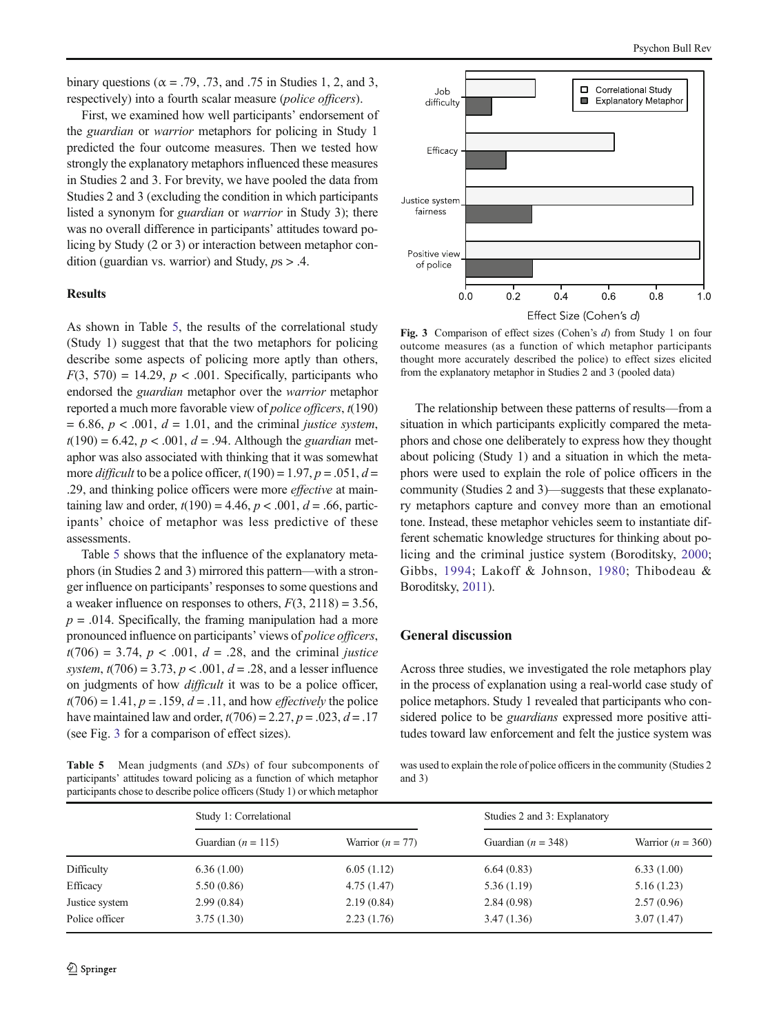binary questions (α = .79, .73, and .75 in Studies 1, 2, and 3, respectively) into a fourth scalar measure (*police officers*).

First, we examined how well participants' endorsement of the *guardian* or *warrior* metaphors for policing in Study 1 predicted the four outcome measures. Then we tested how strongly the explanatory metaphors influenced these measures in Studies 2 and 3. For brevity, we have pooled the data from Studies 2 and 3 (excluding the condition in which participants listed a synonym for *guardian* or *warrior* in Study 3); there was no overall difference in participants' attitudes toward policing by Study (2 or 3) or interaction between metaphor condition (guardian vs. warrior) and Study, $ps > .4$.

## Results

As shown in Table 5, the results of the correlational study (Study 1) suggest that that the two metaphors for policing describe some aspects of policing more aptly than others, $F(3, 570) = 14.29$, $p < .001$. Specifically, participants who endorsed the *guardian* metaphor over the *warrior* metaphor reported a much more favorable view of *police officers*, $t(190) = 6.86$, $p < .001$, $d = 1.01$, and the criminal *justice system*, $t(190) = 6.42$, $p < .001$, $d = .94$. Although the *guardian* metaphor was also associated with thinking that it was somewhat more *difficult* to be a police officer, $t(190) = 1.97$, $p = .051$, $d = .29$, and thinking police officers were more *effective* at maintaining law and order, $t(190) = 4.46$, $p < .001$, $d = .66$, participants' choice of metaphor was less predictive of these assessments.

Table 5 shows that the influence of the explanatory metaphors (in Studies 2 and 3) mirrored this pattern—with a stronger influence on participants' responses to some questions and a weaker influence on responses to others, $F(3, 2118) = 3.56$, $p = .014$. Specifically, the framing manipulation had a more pronounced influence on participants' views of *police officers*, $t(706) = 3.74$, $p < .001$, $d = .28$, and the criminal *justice system*, $t(706) = 3.73$, $p < .001$, $d = .28$, and a lesser influence on judgments of how *difficult* it was to be a police officer, $t(706) = 1.41$, $p = .159$, $d = .11$, and how *effectively* the police have maintained law and order, $t(706) = 2.27$, $p = .023$, $d = .17$ (see Fig. 3 for a comparison of effect sizes).

Job difficulty
Efficacy
Justice system fairness
Positive view of police
Correlational Study
Explanatory Metaphor
0.0 0.2 0.4 0.6 0.8 1.0
Effect Size (Cohen's d)

**Fig. 3** Comparison of effect sizes (Cohen's *d*) from Study 1 on four outcome measures (as a function of which metaphor participants thought more accurately described the police) to effect sizes elicited from the explanatory metaphor in Studies 2 and 3 (pooled data)

The relationship between these patterns of results—from a situation in which participants explicitly compared the metaphors and chose one deliberately to express how they thought about policing (Study 1) and a situation in which the metaphors were used to explain the role of police officers in the community (Studies 2 and 3)—suggests that these explanatory metaphors capture and convey more than an emotional tone. Instead, these metaphor vehicles seem to instantiate different schematic knowledge structures for thinking about policing and the criminal justice system (Boroditsky, 2000; Gibbs, 1994; Lakoff & Johnson, 1980; Thibodeau & Boroditsky, 2011).

## General discussion

Across three studies, we investigated the role metaphors play in the process of explanation using a real-world case study of police metaphors. Study 1 revealed that participants who considered police to be *guardians* expressed more positive attitudes toward law enforcement and felt the justice system was

**Table 5** Mean judgments (and *SDs*) of four subcomponents of participants' attitudes toward policing as a function of which metaphor participants chose to describe police officers (Study 1) or which metaphor was used to explain the role of police officers in the community (Studies 2 and 3)

| | Study 1: Correlational | | Studies 2 and 3: Explanatory | |
|---|---|---|---|---|
| | Guardian ($n = 115$) | Warrior ($n = 77$) | Guardian ($n = 348$) | Warrior ($n = 360$) |
| Difficulty | 6.36 (1.00) | 6.05 (1.12) | 6.64 (0.83) | 6.33 (1.00) |
| Efficacy | 5.50 (0.86) | 4.75 (1.47) | 5.36 (1.19) | 5.16 (1.23) |
| Justice system | 2.99 (0.84) | 2.19 (0.84) | 2.84 (0.98) | 2.57 (0.96) |
| Police officer | 3.75 (1.30) | 2.23 (1.76) | 3.47 (1.36) | 3.07 (1.47) |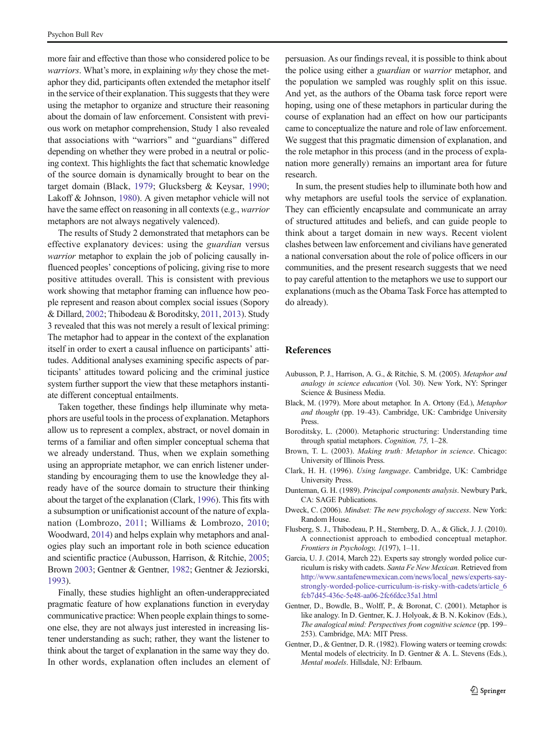more fair and effective than those who considered police to be *warriors*. What's more, in explaining *why* they chose the metaphor they did, participants often extended the metaphor itself in the service of their explanation. This suggests that they were using the metaphor to organize and structure their reasoning about the domain of law enforcement. Consistent with previous work on metaphor comprehension, Study 1 also revealed that associations with "warriors" and "guardians" differed depending on whether they were probed in a neutral or policing context. This highlights the fact that schematic knowledge of the source domain is dynamically brought to bear on the target domain (Black, 1979; Glucksberg & Keysar, 1990; Lakoff & Johnson, 1980). A given metaphor vehicle will not have the same effect on reasoning in all contexts (e.g., *warrior* metaphors are not always negatively valenced).

The results of Study 2 demonstrated that metaphors can be effective explanatory devices: using the *guardian* versus *warrior* metaphor to explain the job of policing causally influenced peoples' conceptions of policing, giving rise to more positive attitudes overall. This is consistent with previous work showing that metaphor framing can influence how people represent and reason about complex social issues (Sopory & Dillard, 2002; Thibodeau & Boroditsky, 2011, 2013). Study 3 revealed that this was not merely a result of lexical priming: The metaphor had to appear in the context of the explanation itself in order to exert a causal influence on participants' attitudes. Additional analyses examining specific aspects of participants' attitudes toward policing and the criminal justice system further support the view that these metaphors instantiate different conceptual entailments.

Taken together, these findings help illuminate why metaphors are useful tools in the process of explanation. Metaphors allow us to represent a complex, abstract, or novel domain in terms of a familiar and often simpler conceptual schema that we already understand. Thus, when we explain something using an appropriate metaphor, we can enrich listener understanding by encouraging them to use the knowledge they already have of the source domain to structure their thinking about the target of the explanation (Clark, 1996). This fits with a subsumption or unificationist account of the nature of explanation (Lombrozo, 2011; Williams & Lombrozo, 2010; Woodward, 2014) and helps explain why metaphors and analogies play such an important role in both science education and scientific practice (Aubusson, Harrison, & Ritchie, 2005; Brown 2003; Gentner & Gentner, 1982; Gentner & Jeziorski, 1993).

Finally, these studies highlight an often-underappreciated pragmatic feature of how explanations function in everyday communicative practice: When people explain things to someone else, they are not always just interested in increasing listener understanding as such; rather, they want the listener to think about the target of explanation in the same way they do. In other words, explanation often includes an element of persuasion. As our findings reveal, it is possible to think about the police using either a *guardian* or *warrior* metaphor, and the population we sampled was roughly split on this issue. And yet, as the authors of the Obama task force report were hoping, using one of these metaphors in particular during the course of explanation had an effect on how our participants came to conceptualize the nature and role of law enforcement. We suggest that this pragmatic dimension of explanation, and the role metaphor in this process (and in the process of explanation more generally) remains an important area for future research.

In sum, the present studies help to illuminate both how and why metaphors are useful tools the service of explanation. They can efficiently encapsulate and communicate an array of structured attitudes and beliefs, and can guide people to think about a target domain in new ways. Recent violent clashes between law enforcement and civilians have generated a national conversation about the role of police officers in our communities, and the present research suggests that we need to pay careful attention to the metaphors we use to support our explanations (much as the Obama Task Force has attempted to do already).

## References

Aubusson, P. J., Harrison, A. G., & Ritchie, S. M. (2005). *Metaphor and analogy in science education* (Vol. 30). New York, NY: Springer Science & Business Media.

Black, M. (1979). More about metaphor. In A. Ortony (Ed.), *Metaphor and thought* (pp. 19–43). Cambridge, UK: Cambridge University Press.

Boroditsky, L. (2000). Metaphoric structuring: Understanding time through spatial metaphors. *Cognition, 75,* 1–28.

Brown, T. L. (2003). *Making truth: Metaphor in science*. Chicago: University of Illinois Press.

Clark, H. H. (1996). *Using language*. Cambridge, UK: Cambridge University Press.

Dunteman, G. H. (1989). *Principal components analysis*. Newbury Park, CA: SAGE Publications.

Dweck, C. (2006). *Mindset: The new psychology of success*. New York: Random House.

Flusberg, S. J., Thibodeau, P. H., Sternberg, D. A., & Glick, J. J. (2010). A connectionist approach to embodied conceptual metaphor. *Frontiers in Psychology, 1*(197), 1–11.

Garcia, U. J. (2014, March 22). Experts say strongly worded police curriculum is risky with cadets. *Santa Fe New Mexican.* Retrieved from http://www.santafenewmexican.com/news/local_news/experts-say-strongly-worded-police-curriculum-is-risky-with-cadets/article_6fcb7d45-436c-5e48-aa06-2fc6fdcc35a1.html

Gentner, D., Bowdle, B., Wolff, P., & Boronat, C. (2001). Metaphor is like analogy. In D. Gentner, K. J. Holyoak, & B. N. Kokinov (Eds.), *The analogical mind: Perspectives from cognitive science* (pp. 199–253). Cambridge, MA: MIT Press.

Gentner, D., & Gentner, D. R. (1982). Flowing waters or teeming crowds: Mental models of electricity. In D. Gentner & A. L. Stevens (Eds.), *Mental models*. Hillsdale, NJ: Erlbaum.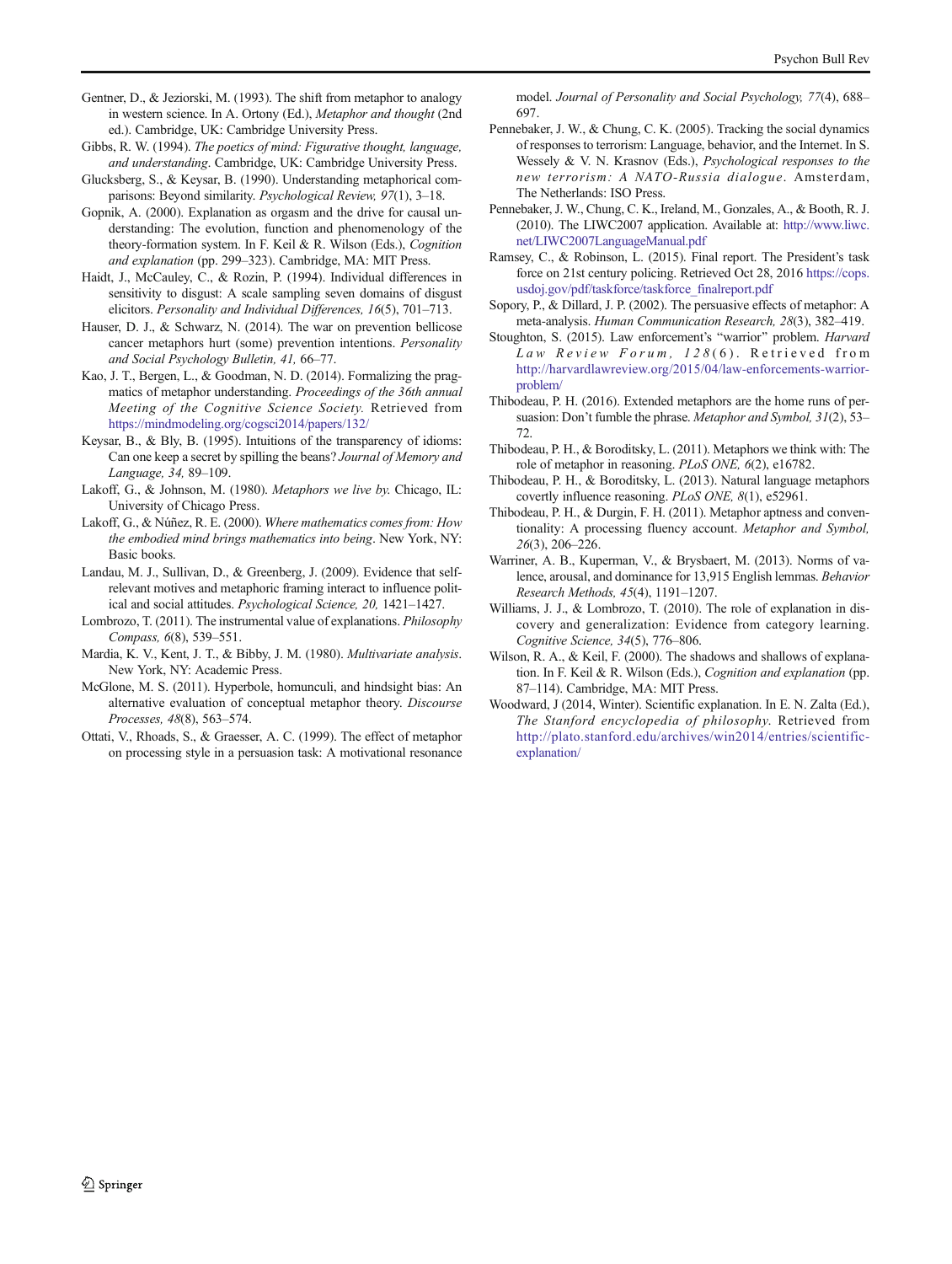Gentner, D., & Jeziorski, M. (1993). The shift from metaphor to analogy in western science. In A. Ortony (Ed.), *Metaphor and thought* (2nd ed.). Cambridge, UK: Cambridge University Press.

Gibbs, R. W. (1994). *The poetics of mind: Figurative thought, language, and understanding*. Cambridge, UK: Cambridge University Press.

Glucksberg, S., & Keysar, B. (1990). Understanding metaphorical comparisons: Beyond similarity. *Psychological Review, 97*(1), 3–18.

Gopnik, A. (2000). Explanation as orgasm and the drive for causal understanding: The evolution, function and phenomenology of the theory-formation system. In F. Keil & R. Wilson (Eds.), *Cognition and explanation* (pp. 299–323). Cambridge, MA: MIT Press.

Haidt, J., McCauley, C., & Rozin, P. (1994). Individual differences in sensitivity to disgust: A scale sampling seven domains of disgust elicitors. *Personality and Individual Differences, 16*(5), 701–713.

Hauser, D. J., & Schwarz, N. (2014). The war on prevention bellicose cancer metaphors hurt (some) prevention intentions. *Personality and Social Psychology Bulletin, 41,* 66–77.

Kao, J. T., Bergen, L., & Goodman, N. D. (2014). Formalizing the pragmatics of metaphor understanding. *Proceedings of the 36th annual Meeting of the Cognitive Science Society.* Retrieved from https://mindmodeling.org/cogsci2014/papers/132/

Keysar, B., & Bly, B. (1995). Intuitions of the transparency of idioms: Can one keep a secret by spilling the beans? *Journal of Memory and Language, 34,* 89–109.

Lakoff, G., & Johnson, M. (1980). *Metaphors we live by.* Chicago, IL: University of Chicago Press.

Lakoff, G., & Núñez, R. E. (2000). *Where mathematics comes from: How the embodied mind brings mathematics into being*. New York, NY: Basic books.

Landau, M. J., Sullivan, D., & Greenberg, J. (2009). Evidence that self-relevant motives and metaphoric framing interact to influence political and social attitudes. *Psychological Science, 20,* 1421–1427.

Lombrozo, T. (2011). The instrumental value of explanations. *Philosophy Compass, 6*(8), 539–551.

Mardia, K. V., Kent, J. T., & Bibby, J. M. (1980). *Multivariate analysis*. New York, NY: Academic Press.

McGlone, M. S. (2011). Hyperbole, homunculi, and hindsight bias: An alternative evaluation of conceptual metaphor theory. *Discourse Processes, 48*(8), 563–574.

Ottati, V., Rhoads, S., & Graesser, A. C. (1999). The effect of metaphor on processing style in a persuasion task: A motivational resonance model. *Journal of Personality and Social Psychology, 77*(4), 688–697.

Pennebaker, J. W., & Chung, C. K. (2005). Tracking the social dynamics of responses to terrorism: Language, behavior, and the Internet. In S. Wessely & V. N. Krasnov (Eds.), *Psychological responses to the new terrorism: A NATO-Russia dialogue*. Amsterdam, The Netherlands: ISO Press.

Pennebaker, J. W., Chung, C. K., Ireland, M., Gonzales, A., & Booth, R. J. (2010). The LIWC2007 application. Available at: http://www.liwc.net/LIWC2007LanguageManual.pdf

Ramsey, C., & Robinson, L. (2015). Final report. The President's task force on 21st century policing. Retrieved Oct 28, 2016 https://cops.usdoj.gov/pdf/taskforce/taskforce_finalreport.pdf

Sopory, P., & Dillard, J. P. (2002). The persuasive effects of metaphor: A meta-analysis. *Human Communication Research, 28*(3), 382–419.

Stoughton, S. (2015). Law enforcement's "warrior" problem. *Harvard Law Review Forum, 128*(6). Retrieved from http://harvardlawreview.org/2015/04/law-enforcements-warrior-problem/

Thibodeau, P. H. (2016). Extended metaphors are the home runs of persuasion: Don't fumble the phrase. *Metaphor and Symbol, 31*(2), 53–72.

Thibodeau, P. H., & Boroditsky, L. (2011). Metaphors we think with: The role of metaphor in reasoning. *PLoS ONE, 6*(2), e16782.

Thibodeau, P. H., & Boroditsky, L. (2013). Natural language metaphors covertly influence reasoning. *PLoS ONE, 8*(1), e52961.

Thibodeau, P. H., & Durgin, F. H. (2011). Metaphor aptness and conventionality: A processing fluency account. *Metaphor and Symbol, 26*(3), 206–226.

Warriner, A. B., Kuperman, V., & Brysbaert, M. (2013). Norms of valence, arousal, and dominance for 13,915 English lemmas. *Behavior Research Methods, 45*(4), 1191–1207.

Williams, J. J., & Lombrozo, T. (2010). The role of explanation in discovery and generalization: Evidence from category learning. *Cognitive Science, 34*(5), 776–806.

Wilson, R. A., & Keil, F. (2000). The shadows and shallows of explanation. In F. Keil & R. Wilson (Eds.), *Cognition and explanation* (pp. 87–114). Cambridge, MA: MIT Press.

Woodward, J (2014, Winter). Scientific explanation. In E. N. Zalta (Ed.), *The Stanford encyclopedia of philosophy*. Retrieved from http://plato.stanford.edu/archives/win2014/entries/scientific-explanation/